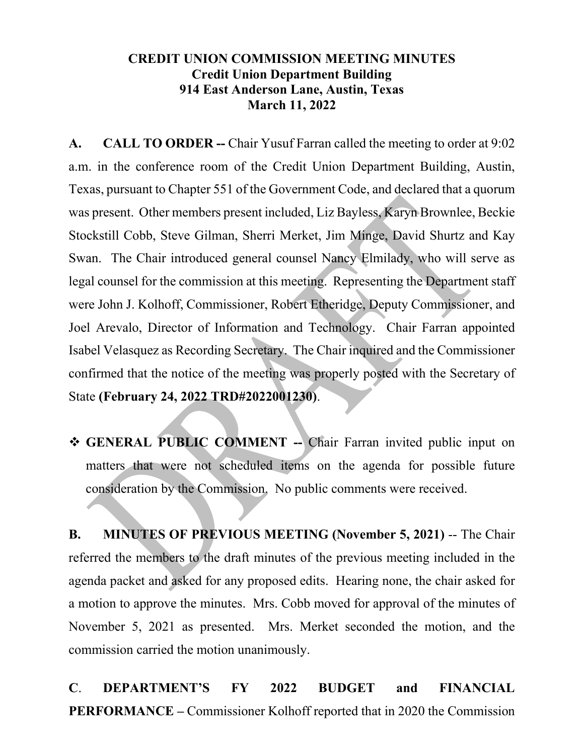# CREDIT UNION COMMISSION MEETING MINUTES
## Credit Union Department Building
## 914 East Anderson Lane, Austin, Texas
## March 11, 2022

**A. CALL TO ORDER --** Chair Yusuf Farran called the meeting to order at 9:02 a.m. in the conference room of the Credit Union Department Building, Austin, Texas, pursuant to Chapter 551 of the Government Code, and declared that a quorum was present. Other members present included, Liz Bayless, Karyn Brownlee, Beckie Stockstill Cobb, Steve Gilman, Sherri Merket, Jim Minge, David Shurtz and Kay Swan. The Chair introduced general counsel Nancy Elmilady, who will serve as legal counsel for the commission at this meeting. Representing the Department staff were John J. Kolhoff, Commissioner, Robert Etheridge, Deputy Commissioner, and Joel Arevalo, Director of Information and Technology. Chair Farran appointed Isabel Velasquez as Recording Secretary. The Chair inquired and the Commissioner confirmed that the notice of the meeting was properly posted with the Secretary of State **(February 24, 2022 TRD#2022001230)**.

- **GENERAL PUBLIC COMMENT --** Chair Farran invited public input on matters that were not scheduled items on the agenda for possible future consideration by the Commission. No public comments were received.

**B. MINUTES OF PREVIOUS MEETING (November 5, 2021)** -- The Chair referred the members to the draft minutes of the previous meeting included in the agenda packet and asked for any proposed edits. Hearing none, the chair asked for a motion to approve the minutes. Mrs. Cobb moved for approval of the minutes of November 5, 2021 as presented. Mrs. Merket seconded the motion, and the commission carried the motion unanimously.

**C. DEPARTMENT'S FY 2022 BUDGET and FINANCIAL PERFORMANCE –** Commissioner Kolhoff reported that in 2020 the Commission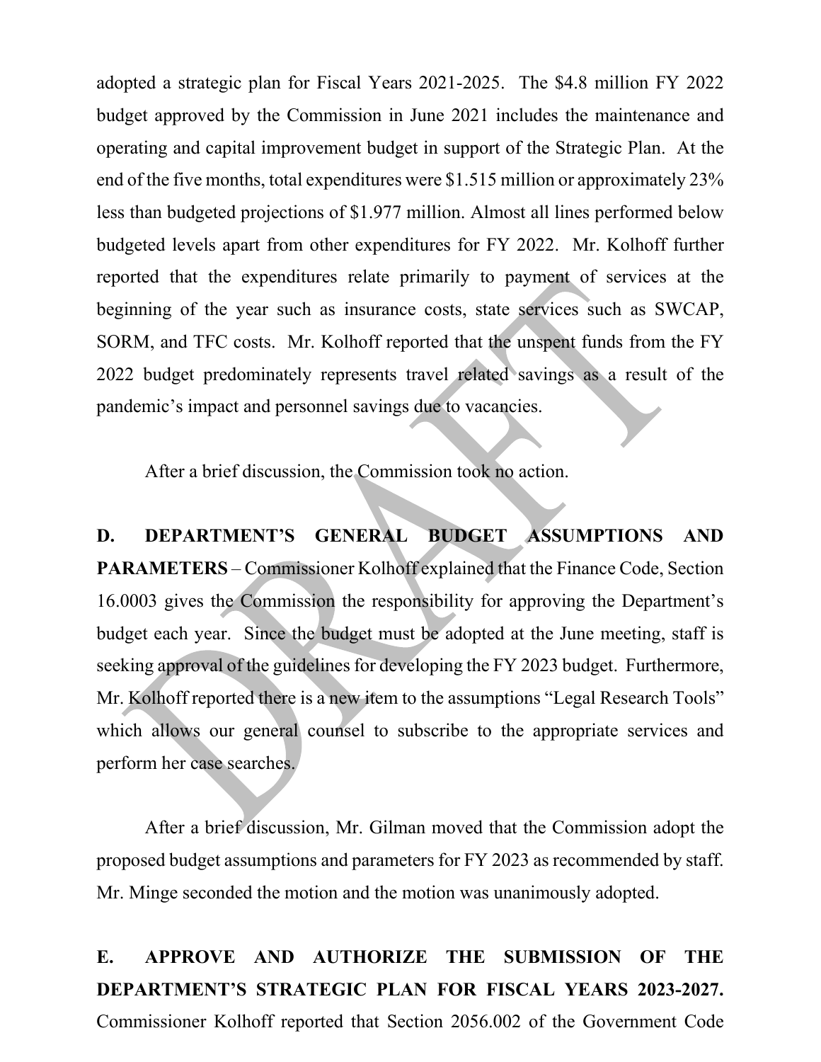adopted a strategic plan for Fiscal Years 2021-2025. The $4.8 million FY 2022 budget approved by the Commission in June 2021 includes the maintenance and operating and capital improvement budget in support of the Strategic Plan. At the end of the five months, total expenditures were $1.515 million or approximately 23% less than budgeted projections of $1.977 million. Almost all lines performed below budgeted levels apart from other expenditures for FY 2022. Mr. Kolhoff further reported that the expenditures relate primarily to payment of services at the beginning of the year such as insurance costs, state services such as SWCAP, SORM, and TFC costs. Mr. Kolhoff reported that the unspent funds from the FY 2022 budget predominately represents travel related savings as a result of the pandemic's impact and personnel savings due to vacancies.

After a brief discussion, the Commission took no action.

**D. DEPARTMENT'S GENERAL BUDGET ASSUMPTIONS AND PARAMETERS** – Commissioner Kolhoff explained that the Finance Code, Section 16.0003 gives the Commission the responsibility for approving the Department's budget each year. Since the budget must be adopted at the June meeting, staff is seeking approval of the guidelines for developing the FY 2023 budget. Furthermore, Mr. Kolhoff reported there is a new item to the assumptions "Legal Research Tools" which allows our general counsel to subscribe to the appropriate services and perform her case searches.

After a brief discussion, Mr. Gilman moved that the Commission adopt the proposed budget assumptions and parameters for FY 2023 as recommended by staff. Mr. Minge seconded the motion and the motion was unanimously adopted.

**E. APPROVE AND AUTHORIZE THE SUBMISSION OF THE DEPARTMENT'S STRATEGIC PLAN FOR FISCAL YEARS 2023-2027.** Commissioner Kolhoff reported that Section 2056.002 of the Government Code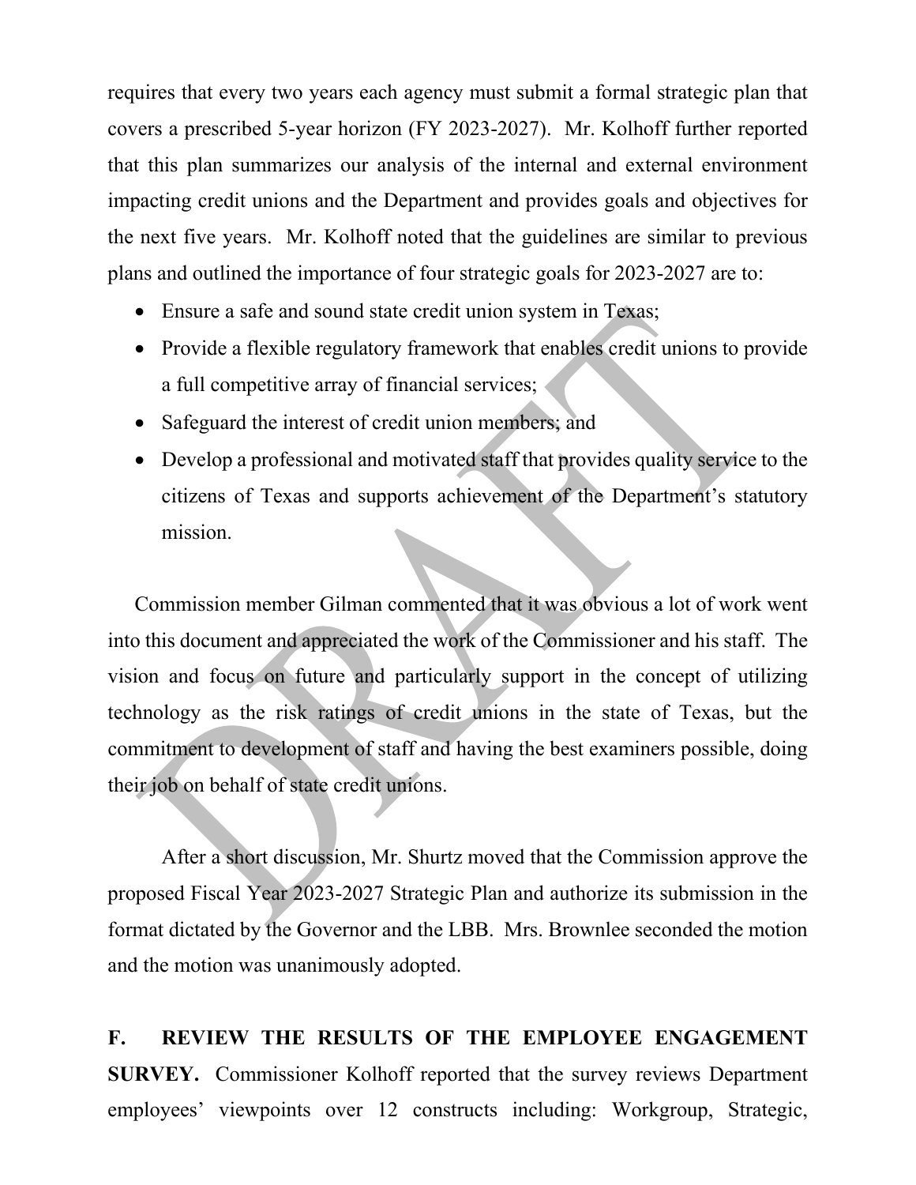requires that every two years each agency must submit a formal strategic plan that covers a prescribed 5-year horizon (FY 2023-2027). Mr. Kolhoff further reported that this plan summarizes our analysis of the internal and external environment impacting credit unions and the Department and provides goals and objectives for the next five years. Mr. Kolhoff noted that the guidelines are similar to previous plans and outlined the importance of four strategic goals for 2023-2027 are to:

- Ensure a safe and sound state credit union system in Texas;
- Provide a flexible regulatory framework that enables credit unions to provide a full competitive array of financial services;
- Safeguard the interest of credit union members; and
- Develop a professional and motivated staff that provides quality service to the citizens of Texas and supports achievement of the Department's statutory mission.

Commission member Gilman commented that it was obvious a lot of work went into this document and appreciated the work of the Commissioner and his staff. The vision and focus on future and particularly support in the concept of utilizing technology as the risk ratings of credit unions in the state of Texas, but the commitment to development of staff and having the best examiners possible, doing their job on behalf of state credit unions.

After a short discussion, Mr. Shurtz moved that the Commission approve the proposed Fiscal Year 2023-2027 Strategic Plan and authorize its submission in the format dictated by the Governor and the LBB. Mrs. Brownlee seconded the motion and the motion was unanimously adopted.

**F. REVIEW THE RESULTS OF THE EMPLOYEE ENGAGEMENT SURVEY.** Commissioner Kolhoff reported that the survey reviews Department employees' viewpoints over 12 constructs including: Workgroup, Strategic,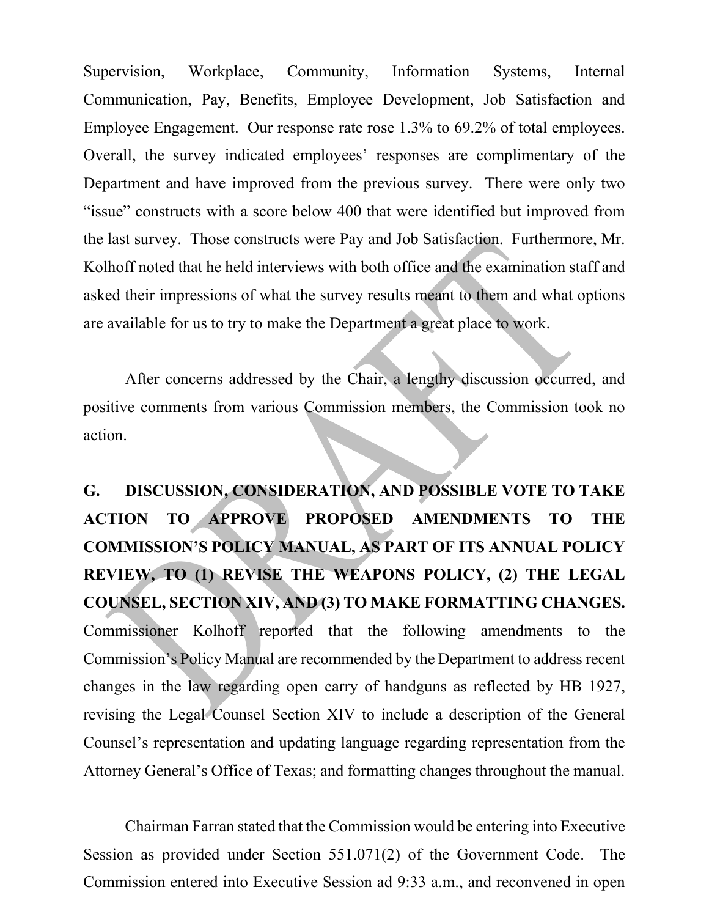Supervision, Workplace, Community, Information Systems, Internal Communication, Pay, Benefits, Employee Development, Job Satisfaction and Employee Engagement. Our response rate rose 1.3% to 69.2% of total employees. Overall, the survey indicated employees' responses are complimentary of the Department and have improved from the previous survey. There were only two "issue" constructs with a score below 400 that were identified but improved from the last survey. Those constructs were Pay and Job Satisfaction. Furthermore, Mr. Kolhoff noted that he held interviews with both office and the examination staff and asked their impressions of what the survey results meant to them and what options are available for us to try to make the Department a great place to work.

After concerns addressed by the Chair, a lengthy discussion occurred, and positive comments from various Commission members, the Commission took no action.

**G. DISCUSSION, CONSIDERATION, AND POSSIBLE VOTE TO TAKE ACTION TO APPROVE PROPOSED AMENDMENTS TO THE COMMISSION'S POLICY MANUAL, AS PART OF ITS ANNUAL POLICY REVIEW, TO (1) REVISE THE WEAPONS POLICY, (2) THE LEGAL COUNSEL, SECTION XIV, AND (3) TO MAKE FORMATTING CHANGES.** Commissioner Kolhoff reported that the following amendments to the Commission's Policy Manual are recommended by the Department to address recent changes in the law regarding open carry of handguns as reflected by HB 1927, revising the Legal Counsel Section XIV to include a description of the General Counsel's representation and updating language regarding representation from the Attorney General's Office of Texas; and formatting changes throughout the manual.

Chairman Farran stated that the Commission would be entering into Executive Session as provided under Section 551.071(2) of the Government Code. The Commission entered into Executive Session ad 9:33 a.m., and reconvened in open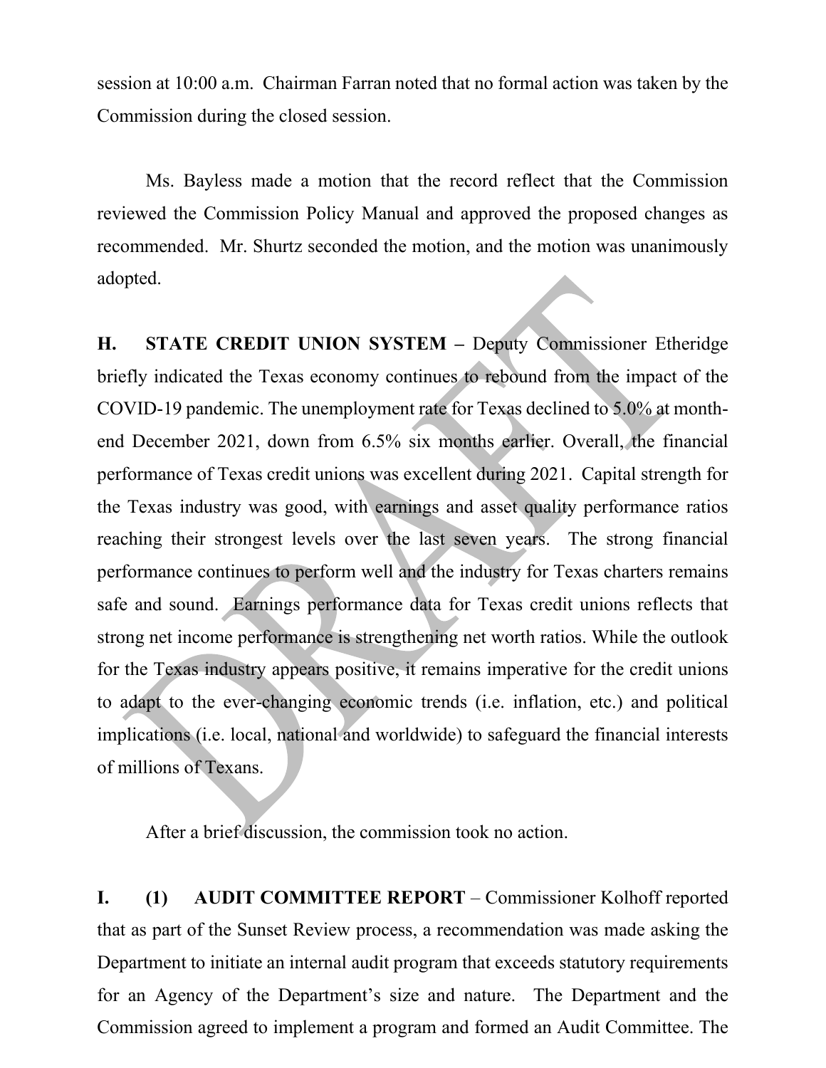session at 10:00 a.m. Chairman Farran noted that no formal action was taken by the Commission during the closed session.

Ms. Bayless made a motion that the record reflect that the Commission reviewed the Commission Policy Manual and approved the proposed changes as recommended. Mr. Shurtz seconded the motion, and the motion was unanimously adopted.

**H. STATE CREDIT UNION SYSTEM –** Deputy Commissioner Etheridge briefly indicated the Texas economy continues to rebound from the impact of the COVID-19 pandemic. The unemployment rate for Texas declined to 5.0% at month-end December 2021, down from 6.5% six months earlier. Overall, the financial performance of Texas credit unions was excellent during 2021. Capital strength for the Texas industry was good, with earnings and asset quality performance ratios reaching their strongest levels over the last seven years. The strong financial performance continues to perform well and the industry for Texas charters remains safe and sound. Earnings performance data for Texas credit unions reflects that strong net income performance is strengthening net worth ratios. While the outlook for the Texas industry appears positive, it remains imperative for the credit unions to adapt to the ever-changing economic trends (i.e. inflation, etc.) and political implications (i.e. local, national and worldwide) to safeguard the financial interests of millions of Texans.

After a brief discussion, the commission took no action.

**I. (1) AUDIT COMMITTEE REPORT** – Commissioner Kolhoff reported that as part of the Sunset Review process, a recommendation was made asking the Department to initiate an internal audit program that exceeds statutory requirements for an Agency of the Department's size and nature. The Department and the Commission agreed to implement a program and formed an Audit Committee. The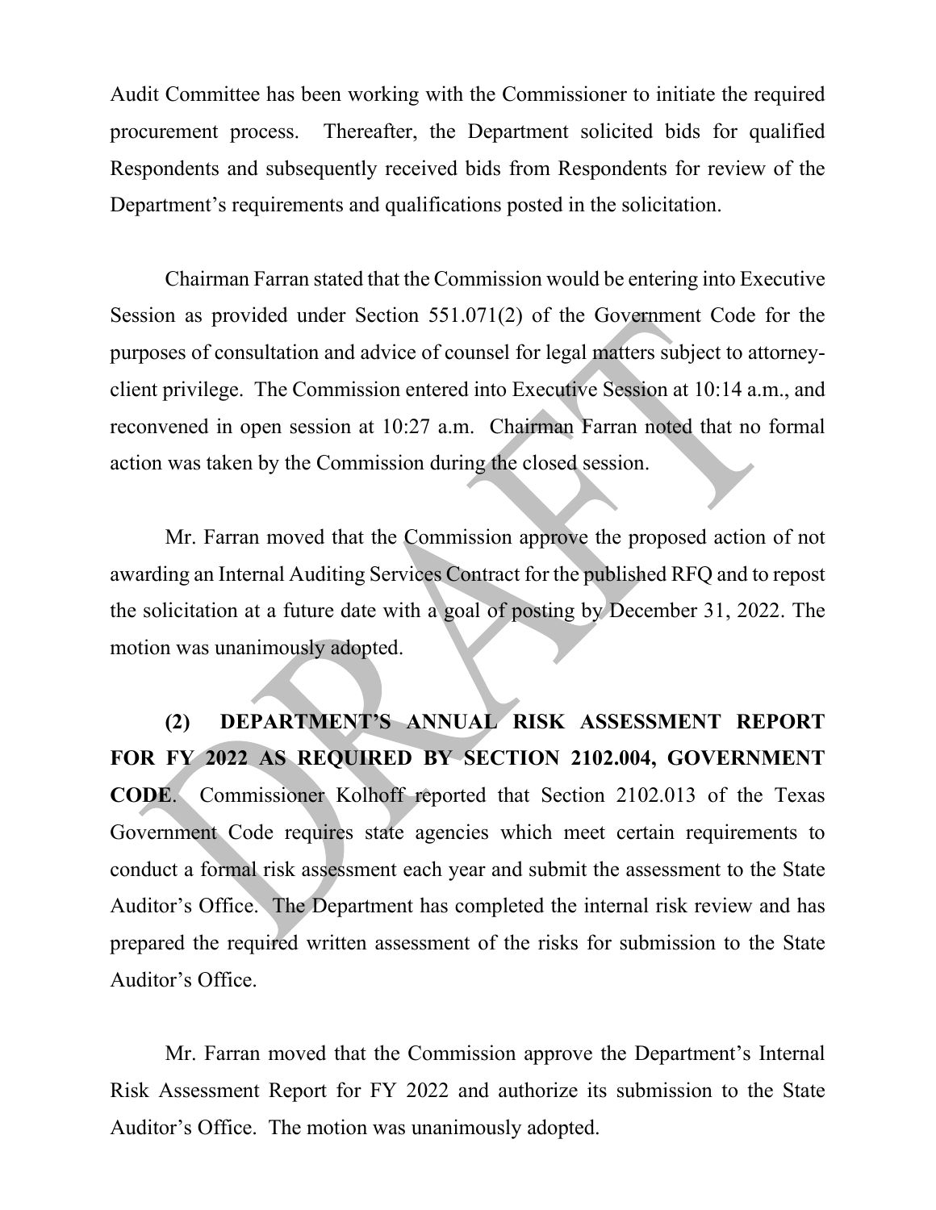Audit Committee has been working with the Commissioner to initiate the required procurement process. Thereafter, the Department solicited bids for qualified Respondents and subsequently received bids from Respondents for review of the Department's requirements and qualifications posted in the solicitation.

Chairman Farran stated that the Commission would be entering into Executive Session as provided under Section 551.071(2) of the Government Code for the purposes of consultation and advice of counsel for legal matters subject to attorney-client privilege. The Commission entered into Executive Session at 10:14 a.m., and reconvened in open session at 10:27 a.m. Chairman Farran noted that no formal action was taken by the Commission during the closed session.

Mr. Farran moved that the Commission approve the proposed action of not awarding an Internal Auditing Services Contract for the published RFQ and to repost the solicitation at a future date with a goal of posting by December 31, 2022. The motion was unanimously adopted.

**(2) DEPARTMENT'S ANNUAL RISK ASSESSMENT REPORT FOR FY 2022 AS REQUIRED BY SECTION 2102.004, GOVERNMENT CODE**. Commissioner Kolhoff reported that Section 2102.013 of the Texas Government Code requires state agencies which meet certain requirements to conduct a formal risk assessment each year and submit the assessment to the State Auditor's Office. The Department has completed the internal risk review and has prepared the required written assessment of the risks for submission to the State Auditor's Office.

Mr. Farran moved that the Commission approve the Department's Internal Risk Assessment Report for FY 2022 and authorize its submission to the State Auditor's Office. The motion was unanimously adopted.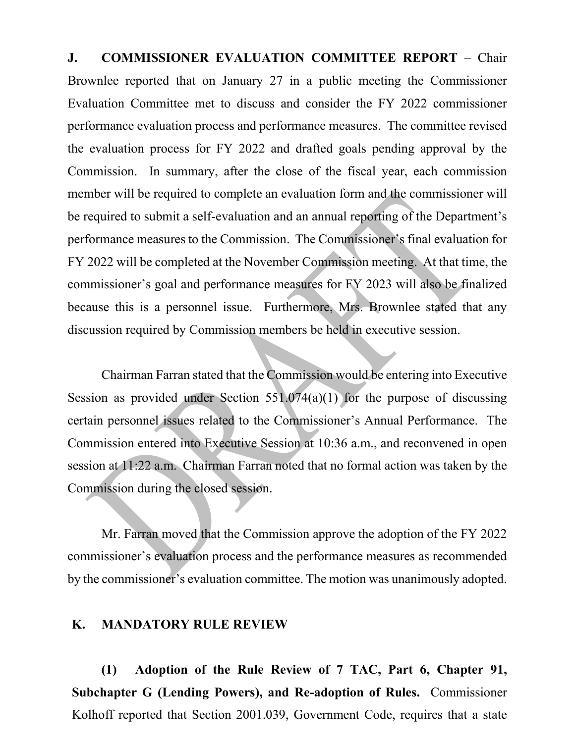**J. COMMISSIONER EVALUATION COMMITTEE REPORT** – Chair Brownlee reported that on January 27 in a public meeting the Commissioner Evaluation Committee met to discuss and consider the FY 2022 commissioner performance evaluation process and performance measures. The committee revised the evaluation process for FY 2022 and drafted goals pending approval by the Commission. In summary, after the close of the fiscal year, each commission member will be required to complete an evaluation form and the commissioner will be required to submit a self-evaluation and an annual reporting of the Department's performance measures to the Commission. The Commissioner's final evaluation for FY 2022 will be completed at the November Commission meeting. At that time, the commissioner's goal and performance measures for FY 2023 will also be finalized because this is a personnel issue. Furthermore, Mrs. Brownlee stated that any discussion required by Commission members be held in executive session.

Chairman Farran stated that the Commission would be entering into Executive Session as provided under Section 551.074(a)(1) for the purpose of discussing certain personnel issues related to the Commissioner's Annual Performance. The Commission entered into Executive Session at 10:36 a.m., and reconvened in open session at 11:22 a.m. Chairman Farran noted that no formal action was taken by the Commission during the closed session.

Mr. Farran moved that the Commission approve the adoption of the FY 2022 commissioner's evaluation process and the performance measures as recommended by the commissioner's evaluation committee. The motion was unanimously adopted.

**K. MANDATORY RULE REVIEW**

**(1) Adoption of the Rule Review of 7 TAC, Part 6, Chapter 91, Subchapter G (Lending Powers), and Re-adoption of Rules.** Commissioner Kolhoff reported that Section 2001.039, Government Code, requires that a state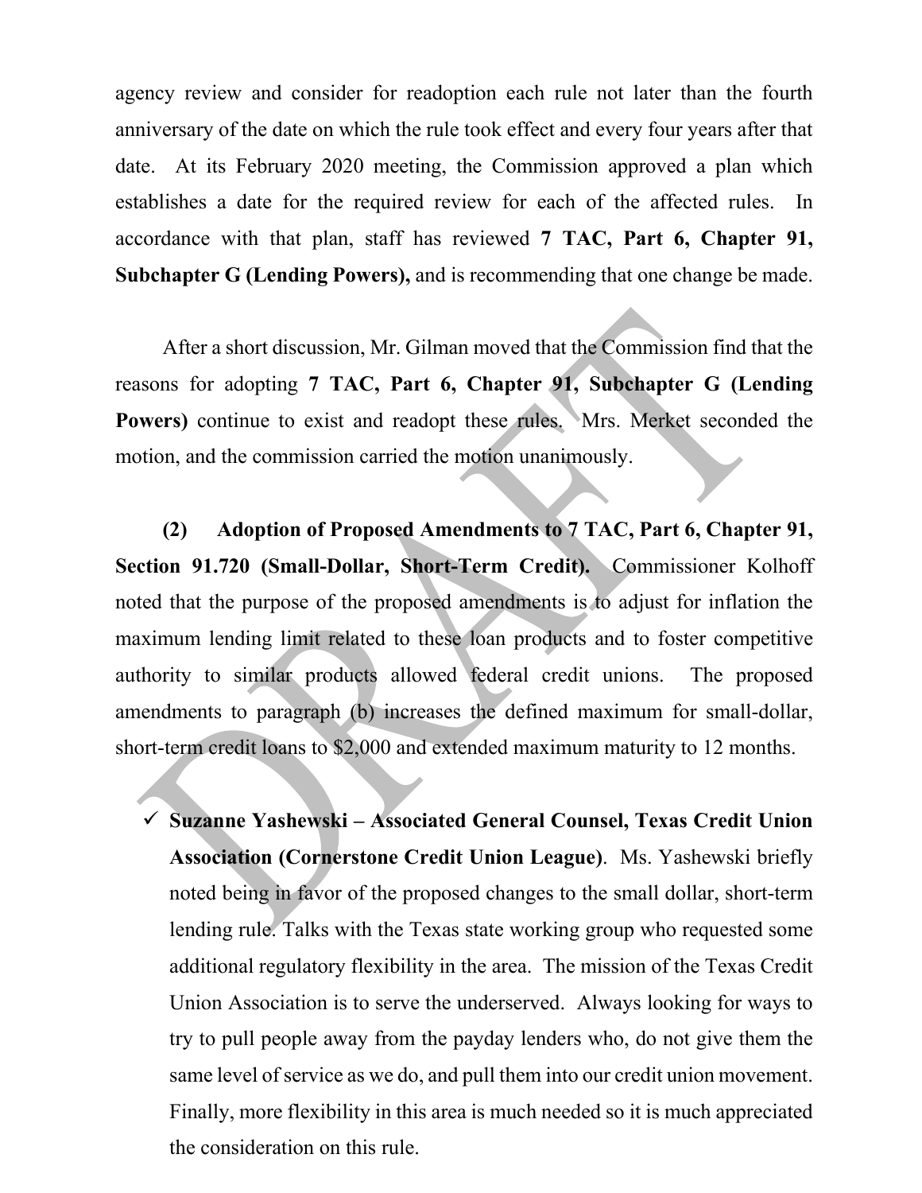agency review and consider for readoption each rule not later than the fourth anniversary of the date on which the rule took effect and every four years after that date. At its February 2020 meeting, the Commission approved a plan which establishes a date for the required review for each of the affected rules. In accordance with that plan, staff has reviewed **7 TAC, Part 6, Chapter 91, Subchapter G (Lending Powers),** and is recommending that one change be made.

After a short discussion, Mr. Gilman moved that the Commission find that the reasons for adopting **7 TAC, Part 6, Chapter 91, Subchapter G (Lending Powers)** continue to exist and readopt these rules. Mrs. Merket seconded the motion, and the commission carried the motion unanimously.

**(2) Adoption of Proposed Amendments to 7 TAC, Part 6, Chapter 91, Section 91.720 (Small-Dollar, Short-Term Credit).** Commissioner Kolhoff noted that the purpose of the proposed amendments is to adjust for inflation the maximum lending limit related to these loan products and to foster competitive authority to similar products allowed federal credit unions. The proposed amendments to paragraph (b) increases the defined maximum for small-dollar, short-term credit loans to $2,000 and extended maximum maturity to 12 months.

- ✓ **Suzanne Yashewski – Associated General Counsel, Texas Credit Union Association (Cornerstone Credit Union League)**. Ms. Yashewski briefly noted being in favor of the proposed changes to the small dollar, short-term lending rule. Talks with the Texas state working group who requested some additional regulatory flexibility in the area. The mission of the Texas Credit Union Association is to serve the underserved. Always looking for ways to try to pull people away from the payday lenders who, do not give them the same level of service as we do, and pull them into our credit union movement. Finally, more flexibility in this area is much needed so it is much appreciated the consideration on this rule.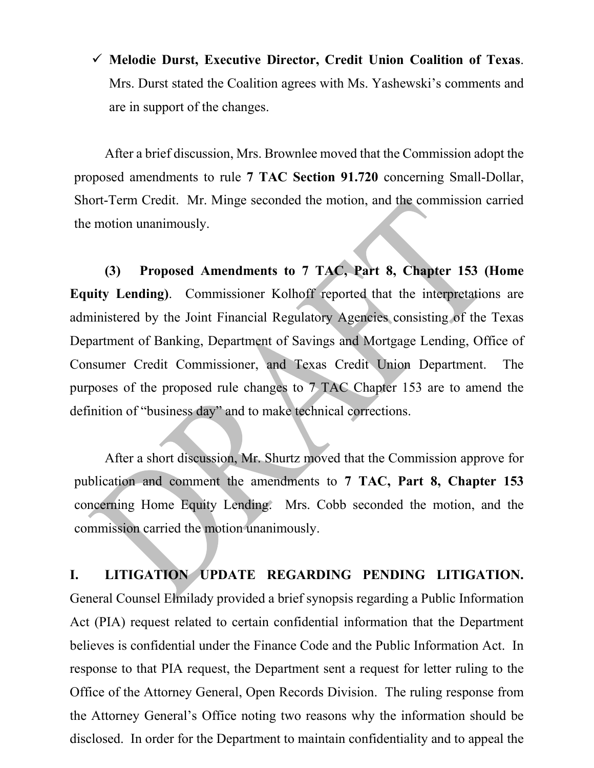- ✓ **Melodie Durst, Executive Director, Credit Union Coalition of Texas**. Mrs. Durst stated the Coalition agrees with Ms. Yashewski's comments and are in support of the changes.

After a brief discussion, Mrs. Brownlee moved that the Commission adopt the proposed amendments to rule **7 TAC Section 91.720** concerning Small-Dollar, Short-Term Credit. Mr. Minge seconded the motion, and the commission carried the motion unanimously.

**(3) Proposed Amendments to 7 TAC, Part 8, Chapter 153 (Home Equity Lending)**. Commissioner Kolhoff reported that the interpretations are administered by the Joint Financial Regulatory Agencies consisting of the Texas Department of Banking, Department of Savings and Mortgage Lending, Office of Consumer Credit Commissioner, and Texas Credit Union Department. The purposes of the proposed rule changes to 7 TAC Chapter 153 are to amend the definition of "business day" and to make technical corrections.

After a short discussion, Mr. Shurtz moved that the Commission approve for publication and comment the amendments to **7 TAC, Part 8, Chapter 153** concerning Home Equity Lending. Mrs. Cobb seconded the motion, and the commission carried the motion unanimously.

**I. LITIGATION UPDATE REGARDING PENDING LITIGATION.** General Counsel Elmilady provided a brief synopsis regarding a Public Information Act (PIA) request related to certain confidential information that the Department believes is confidential under the Finance Code and the Public Information Act. In response to that PIA request, the Department sent a request for letter ruling to the Office of the Attorney General, Open Records Division. The ruling response from the Attorney General's Office noting two reasons why the information should be disclosed. In order for the Department to maintain confidentiality and to appeal the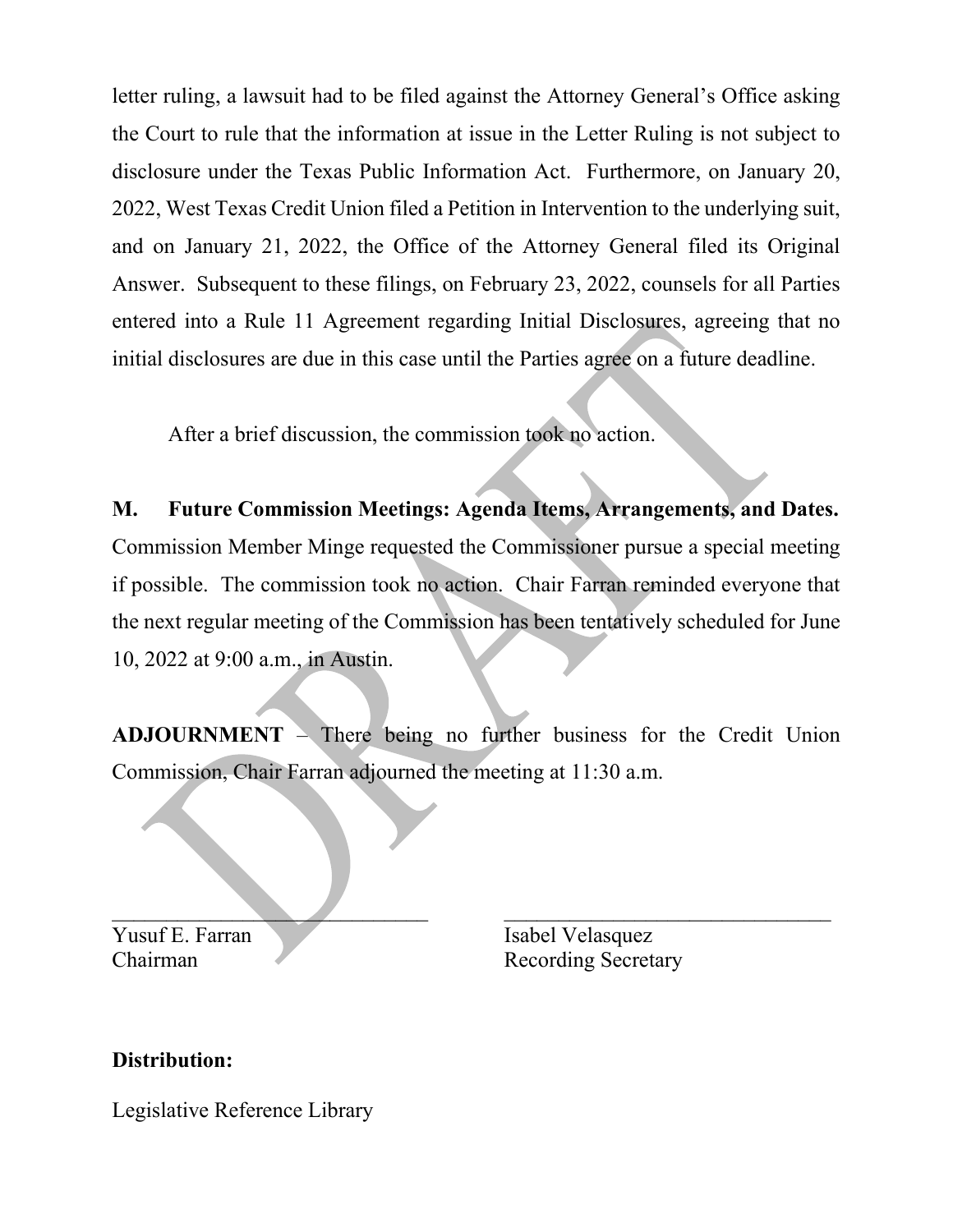letter ruling, a lawsuit had to be filed against the Attorney General's Office asking the Court to rule that the information at issue in the Letter Ruling is not subject to disclosure under the Texas Public Information Act. Furthermore, on January 20, 2022, West Texas Credit Union filed a Petition in Intervention to the underlying suit, and on January 21, 2022, the Office of the Attorney General filed its Original Answer. Subsequent to these filings, on February 23, 2022, counsels for all Parties entered into a Rule 11 Agreement regarding Initial Disclosures, agreeing that no initial disclosures are due in this case until the Parties agree on a future deadline.

After a brief discussion, the commission took no action.

**M. Future Commission Meetings: Agenda Items, Arrangements, and Dates.** Commission Member Minge requested the Commissioner pursue a special meeting if possible. The commission took no action. Chair Farran reminded everyone that the next regular meeting of the Commission has been tentatively scheduled for June 10, 2022 at 9:00 a.m., in Austin.

**ADJOURNMENT** – There being no further business for the Credit Union Commission, Chair Farran adjourned the meeting at 11:30 a.m.

DRAFT

| | |
|---|---|
| ______________________________ | ______________________________ |
| Yusuf E. Farran | Isabel Velasquez |
| Chairman | Recording Secretary |

**Distribution:**

Legislative Reference Library